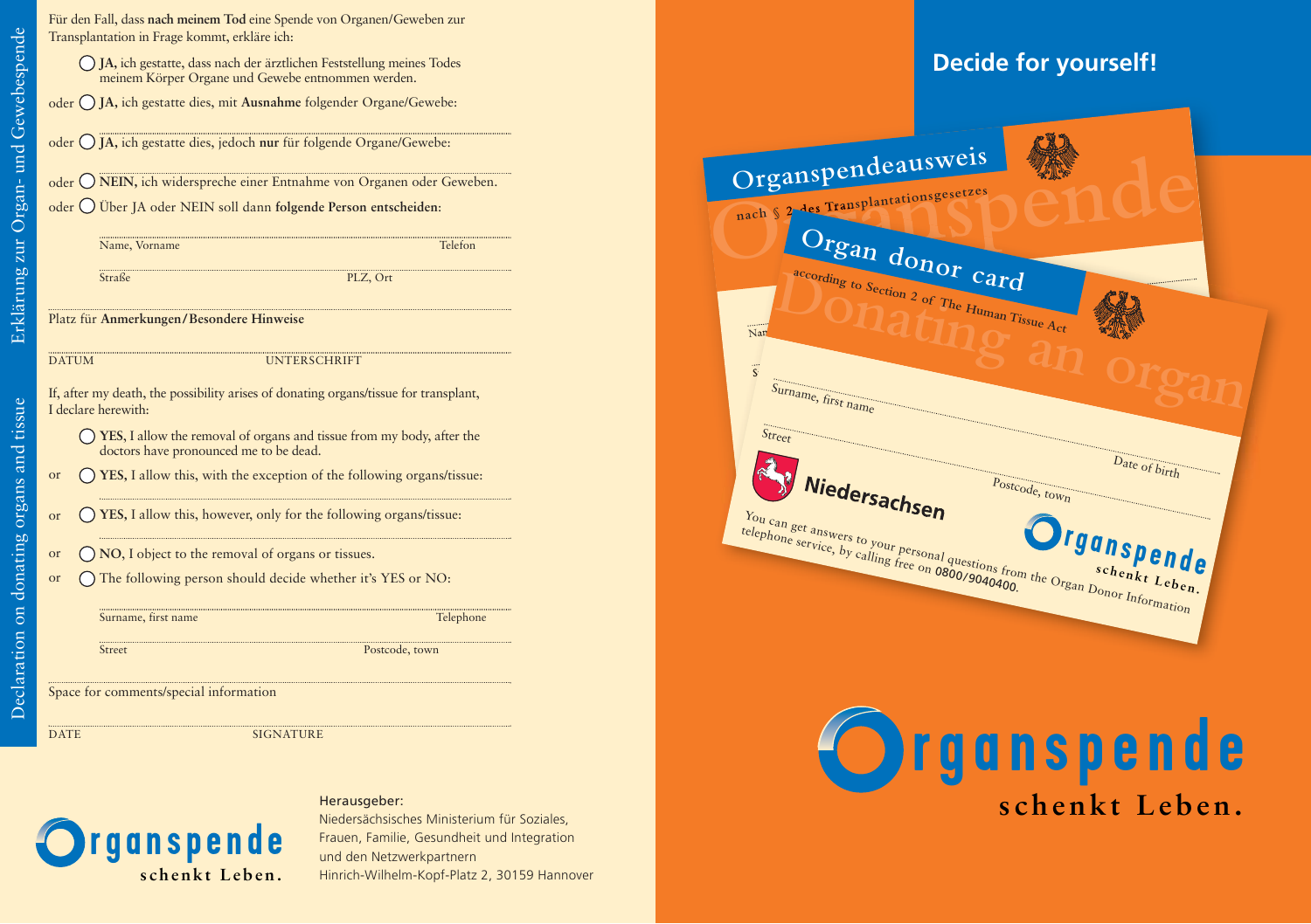Erklärung zur Organ- und Gewebespende

Für den Fall, dass **nach meinem Tod** eine Spende von Organen/Geweben zur Transplantation in Frage kommt, erkläre ich:

◯ **JA,** ich gestatte, dass nach der ärztlichen Feststellung meines Todes meinem Körper Organe und Gewebe entnommen werden.

oder ◯ **JA,** ich gestatte dies, mit **Ausnahme** folgender Organe/Gewebe:

oder ◯ **JA,** ich gestatte dies, jedoch **nur** für folgende Organe/Gewebe:

oder ◯ **NEIN,** ich widerspreche einer Entnahme von Organen oder Geweben.

oder ◯ Über JA oder NEIN soll dann **folgende Person entscheiden**:

Name, Vorname ............ Telefon

Straße ............ PLZ, Ort

Platz für **Anmerkungen/Besondere Hinweise**

DATUM ............ UNTERSCHRIFT

Declaration on donating organs and tissue

If, after my death, the possibility arises of donating organs/tissue for transplant, I declare herewith:

◯ **YES,** I allow the removal of organs and tissue from my body, after the doctors have pronounced me to be dead.

or ◯ **YES,** I allow this, with the exception of the following organs/tissue:

or ◯ **YES,** I allow this, however, only for the following organs/tissue:

or ◯ **NO,** I object to the removal of organs or tissues.

or ◯ The following person should decide whether it's YES or NO:

Surname, first name ............ Telephone

Street ............ Postcode, town

Space for comments/special information

DATE ............ SIGNATURE

Organspende schenkt Leben.

Herausgeber:
Niedersächsisches Ministerium für Soziales, Frauen, Familie, Gesundheit und Integration
und den Netzwerkpartnern
Hinrich-Wilhelm-Kopf-Platz 2, 30159 Hannover

# Decide for yourself!

Organspendeausweis
nach § 2 des Transplantationsgesetzes

Organ donor card
according to Section 2 of The Human Tissue Act

Surname, first name

Street ............ Date of birth

Postcode, town

Niedersachsen

You can get answers to your personal questions from the Organ Donor Information telephone service, by calling free on 0800/9040400.

Organspende schenkt Leben.

Organspende schenkt Leben.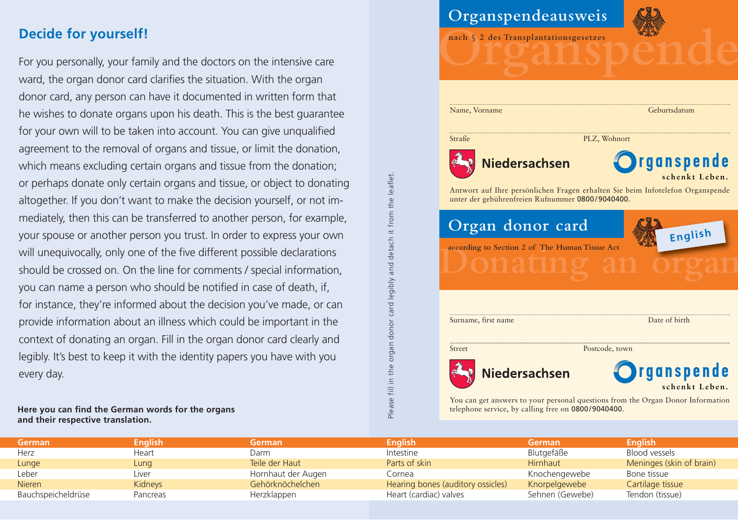## Decide for yourself!

For you personally, your family and the doctors on the intensive care ward, the organ donor card clarifies the situation. With the organ donor card, any person can have it documented in written form that he wishes to donate organs upon his death. This is the best guarantee for your own will to be taken into account. You can give unqualified agreement to the removal of organs and tissue, or limit the donation, which means excluding certain organs and tissue from the donation; or perhaps donate only certain organs and tissue, or object to donating altogether. If you don't want to make the decision yourself, or not immediately, then this can be transferred to another person, for example, your spouse or another person you trust. In order to express your own will unequivocally, only one of the five different possible declarations should be crossed on. On the line for comments / special information, you can name a person who should be notified in case of death, if, for instance, they're informed about the decision you've made, or can provide information about an illness which could be important in the context of donating an organ. Fill in the organ donor card clearly and legibly. It's best to keep it with the identity papers you have with you every day.

**Here you can find the German words for the organs and their respective translation.**

Please fill in the organ donor card legibly and detach it from the leaflet.

# Organspendeausweis

**nach § 2 des Transplantationsgesetzes**

Organspende

Name, Vorname ____________________ Geburtsdatum

Straße ____________________ PLZ, Wohnort

Niedersachsen

Organspende schenkt Leben.

Antwort auf Ihre persönlichen Fragen erhalten Sie beim Infotelefon Organspende unter der gebührenfreien Rufnummer **0800/9040400**.

# Organ donor card

English

**according to Section 2 of The Human Tissue Act**

Donating an organ

Surname, first name ____________________ Date of birth

Street ____________________ Postcode, town

Niedersachsen

Organspende schenkt Leben.

You can get answers to your personal questions from the Organ Donor Information telephone service, by calling free on **0800/9040400**.

| German | English | German | English | German | English |
|---|---|---|---|---|---|
| Herz | Heart | Darm | Intestine | Blutgefäße | Blood vessels |
| Lunge | Lung | Teile der Haut | Parts of skin | Hirnhaut | Meninges (skin of brain) |
| Leber | Liver | Hornhaut der Augen | Cornea | Knochengewebe | Bone tissue |
| Nieren | Kidneys | Gehörknöchelchen | Hearing bones (auditory ossicles) | Knorpelgewebe | Cartilage tissue |
| Bauchspeicheldrüse | Pancreas | Herzklappen | Heart (cardiac) valves | Sehnen (Gewebe) | Tendon (tissue) |